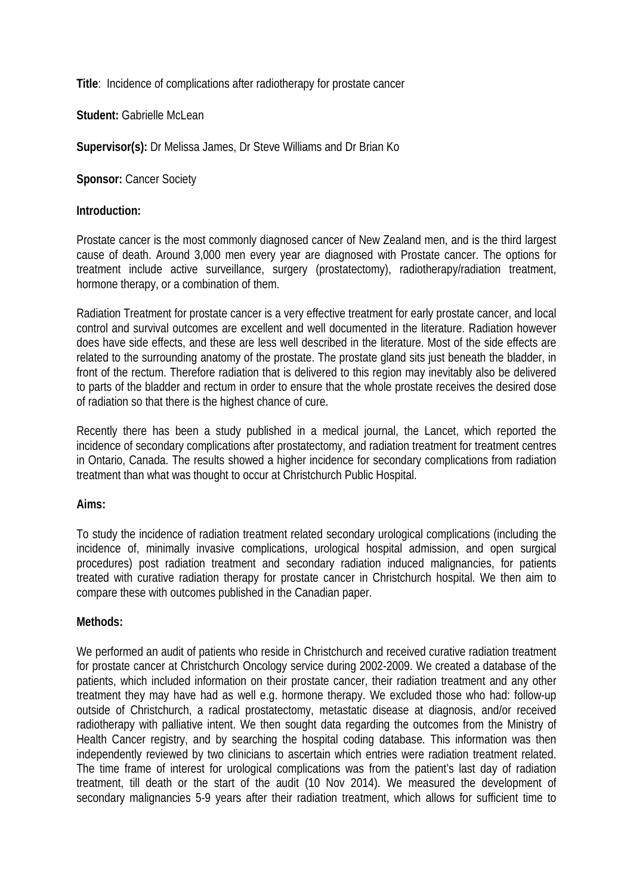**Title**: Incidence of complications after radiotherapy for prostate cancer

**Student:** Gabrielle McLean

**Supervisor(s):** Dr Melissa James, Dr Steve Williams and Dr Brian Ko

**Sponsor:** Cancer Society

**Introduction:**

Prostate cancer is the most commonly diagnosed cancer of New Zealand men, and is the third largest cause of death. Around 3,000 men every year are diagnosed with Prostate cancer. The options for treatment include active surveillance, surgery (prostatectomy), radiotherapy/radiation treatment, hormone therapy, or a combination of them.

Radiation Treatment for prostate cancer is a very effective treatment for early prostate cancer, and local control and survival outcomes are excellent and well documented in the literature. Radiation however does have side effects, and these are less well described in the literature. Most of the side effects are related to the surrounding anatomy of the prostate. The prostate gland sits just beneath the bladder, in front of the rectum. Therefore radiation that is delivered to this region may inevitably also be delivered to parts of the bladder and rectum in order to ensure that the whole prostate receives the desired dose of radiation so that there is the highest chance of cure.

Recently there has been a study published in a medical journal, the Lancet, which reported the incidence of secondary complications after prostatectomy, and radiation treatment for treatment centres in Ontario, Canada. The results showed a higher incidence for secondary complications from radiation treatment than what was thought to occur at Christchurch Public Hospital.

**Aims:**

To study the incidence of radiation treatment related secondary urological complications (including the incidence of, minimally invasive complications, urological hospital admission, and open surgical procedures) post radiation treatment and secondary radiation induced malignancies, for patients treated with curative radiation therapy for prostate cancer in Christchurch hospital. We then aim to compare these with outcomes published in the Canadian paper.

**Methods:**

We performed an audit of patients who reside in Christchurch and received curative radiation treatment for prostate cancer at Christchurch Oncology service during 2002-2009. We created a database of the patients, which included information on their prostate cancer, their radiation treatment and any other treatment they may have had as well e.g. hormone therapy. We excluded those who had: follow-up outside of Christchurch, a radical prostatectomy, metastatic disease at diagnosis, and/or received radiotherapy with palliative intent. We then sought data regarding the outcomes from the Ministry of Health Cancer registry, and by searching the hospital coding database. This information was then independently reviewed by two clinicians to ascertain which entries were radiation treatment related. The time frame of interest for urological complications was from the patient's last day of radiation treatment, till death or the start of the audit (10 Nov 2014). We measured the development of secondary malignancies 5-9 years after their radiation treatment, which allows for sufficient time to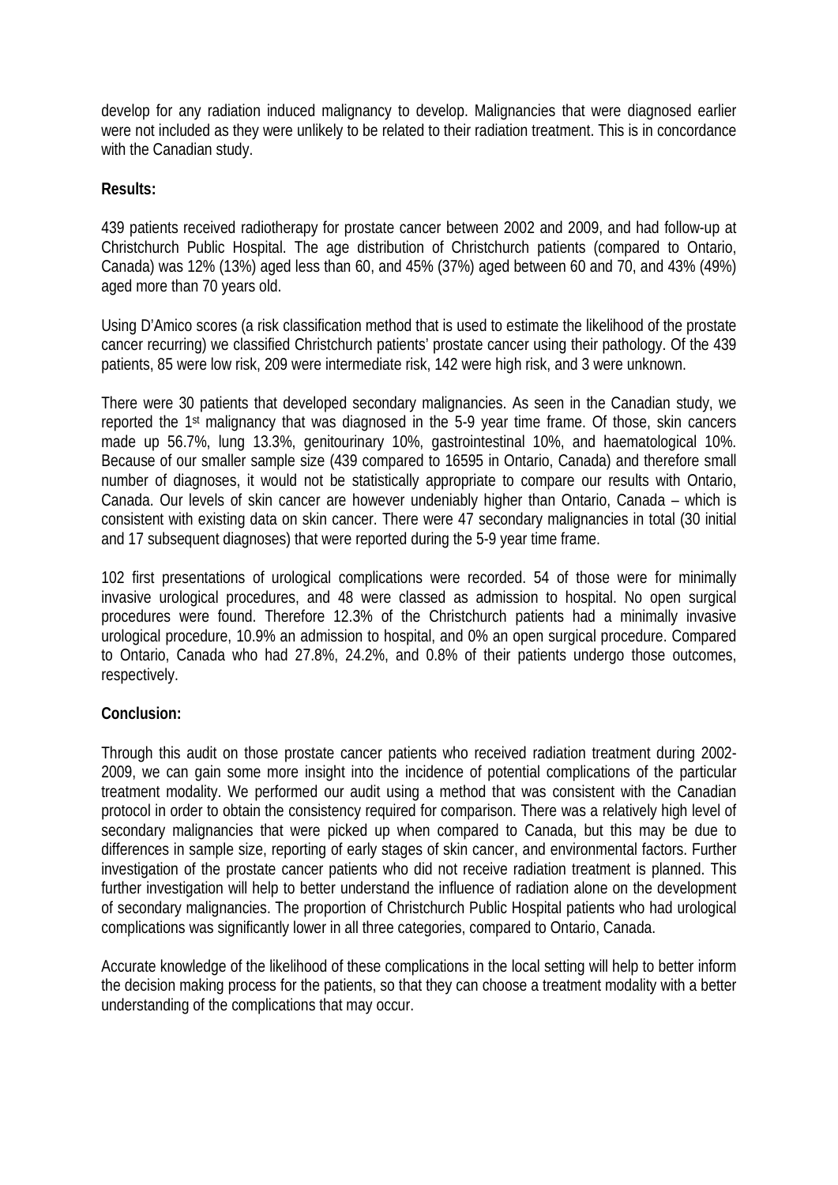develop for any radiation induced malignancy to develop. Malignancies that were diagnosed earlier were not included as they were unlikely to be related to their radiation treatment. This is in concordance with the Canadian study.

**Results:**

439 patients received radiotherapy for prostate cancer between 2002 and 2009, and had follow-up at Christchurch Public Hospital. The age distribution of Christchurch patients (compared to Ontario, Canada) was 12% (13%) aged less than 60, and 45% (37%) aged between 60 and 70, and 43% (49%) aged more than 70 years old.

Using D'Amico scores (a risk classification method that is used to estimate the likelihood of the prostate cancer recurring) we classified Christchurch patients' prostate cancer using their pathology. Of the 439 patients, 85 were low risk, 209 were intermediate risk, 142 were high risk, and 3 were unknown.

There were 30 patients that developed secondary malignancies. As seen in the Canadian study, we reported the 1st malignancy that was diagnosed in the 5-9 year time frame. Of those, skin cancers made up 56.7%, lung 13.3%, genitourinary 10%, gastrointestinal 10%, and haematological 10%. Because of our smaller sample size (439 compared to 16595 in Ontario, Canada) and therefore small number of diagnoses, it would not be statistically appropriate to compare our results with Ontario, Canada. Our levels of skin cancer are however undeniably higher than Ontario, Canada – which is consistent with existing data on skin cancer. There were 47 secondary malignancies in total (30 initial and 17 subsequent diagnoses) that were reported during the 5-9 year time frame.

102 first presentations of urological complications were recorded. 54 of those were for minimally invasive urological procedures, and 48 were classed as admission to hospital. No open surgical procedures were found. Therefore 12.3% of the Christchurch patients had a minimally invasive urological procedure, 10.9% an admission to hospital, and 0% an open surgical procedure. Compared to Ontario, Canada who had 27.8%, 24.2%, and 0.8% of their patients undergo those outcomes, respectively.

**Conclusion:**

Through this audit on those prostate cancer patients who received radiation treatment during 2002-2009, we can gain some more insight into the incidence of potential complications of the particular treatment modality. We performed our audit using a method that was consistent with the Canadian protocol in order to obtain the consistency required for comparison. There was a relatively high level of secondary malignancies that were picked up when compared to Canada, but this may be due to differences in sample size, reporting of early stages of skin cancer, and environmental factors. Further investigation of the prostate cancer patients who did not receive radiation treatment is planned. This further investigation will help to better understand the influence of radiation alone on the development of secondary malignancies. The proportion of Christchurch Public Hospital patients who had urological complications was significantly lower in all three categories, compared to Ontario, Canada.

Accurate knowledge of the likelihood of these complications in the local setting will help to better inform the decision making process for the patients, so that they can choose a treatment modality with a better understanding of the complications that may occur.